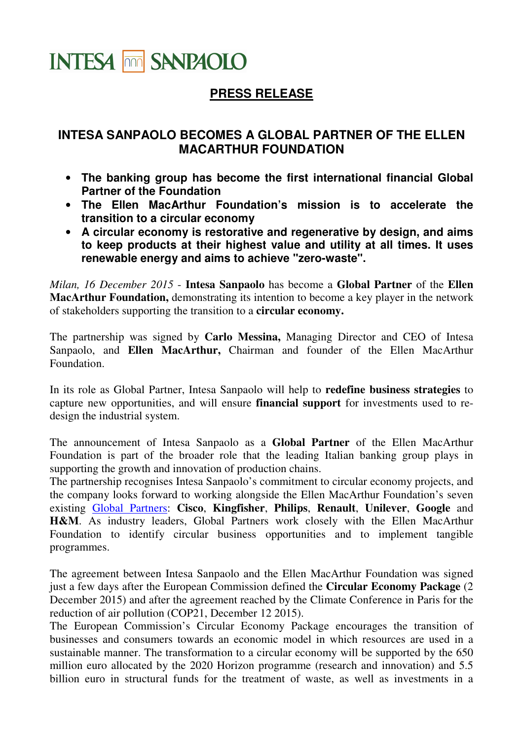INTESA SANPAOLO

## PRESS RELEASE

# INTESA SANPAOLO BECOMES A GLOBAL PARTNER OF THE ELLEN MACARTHUR FOUNDATION

- **The banking group has become the first international financial Global Partner of the Foundation**
- **The Ellen MacArthur Foundation's mission is to accelerate the transition to a circular economy**
- **A circular economy is restorative and regenerative by design, and aims to keep products at their highest value and utility at all times. It uses renewable energy and aims to achieve "zero-waste".**

*Milan, 16 December 2015* - **Intesa Sanpaolo** has become a **Global Partner** of the **Ellen MacArthur Foundation,** demonstrating its intention to become a key player in the network of stakeholders supporting the transition to a **circular economy.**

The partnership was signed by **Carlo Messina,** Managing Director and CEO of Intesa Sanpaolo, and **Ellen MacArthur,** Chairman and founder of the Ellen MacArthur Foundation.

In its role as Global Partner, Intesa Sanpaolo will help to **redefine business strategies** to capture new opportunities, and will ensure **financial support** for investments used to re-design the industrial system.

The announcement of Intesa Sanpaolo as a **Global Partner** of the Ellen MacArthur Foundation is part of the broader role that the leading Italian banking group plays in supporting the growth and innovation of production chains.
The partnership recognises Intesa Sanpaolo's commitment to circular economy projects, and the company looks forward to working alongside the Ellen MacArthur Foundation's seven existing Global Partners: **Cisco**, **Kingfisher**, **Philips**, **Renault**, **Unilever**, **Google** and **H&M**. As industry leaders, Global Partners work closely with the Ellen MacArthur Foundation to identify circular business opportunities and to implement tangible programmes.

The agreement between Intesa Sanpaolo and the Ellen MacArthur Foundation was signed just a few days after the European Commission defined the **Circular Economy Package** (2 December 2015) and after the agreement reached by the Climate Conference in Paris for the reduction of air pollution (COP21, December 12 2015).
The European Commission's Circular Economy Package encourages the transition of businesses and consumers towards an economic model in which resources are used in a sustainable manner. The transformation to a circular economy will be supported by the 650 million euro allocated by the 2020 Horizon programme (research and innovation) and 5.5 billion euro in structural funds for the treatment of waste, as well as investments in a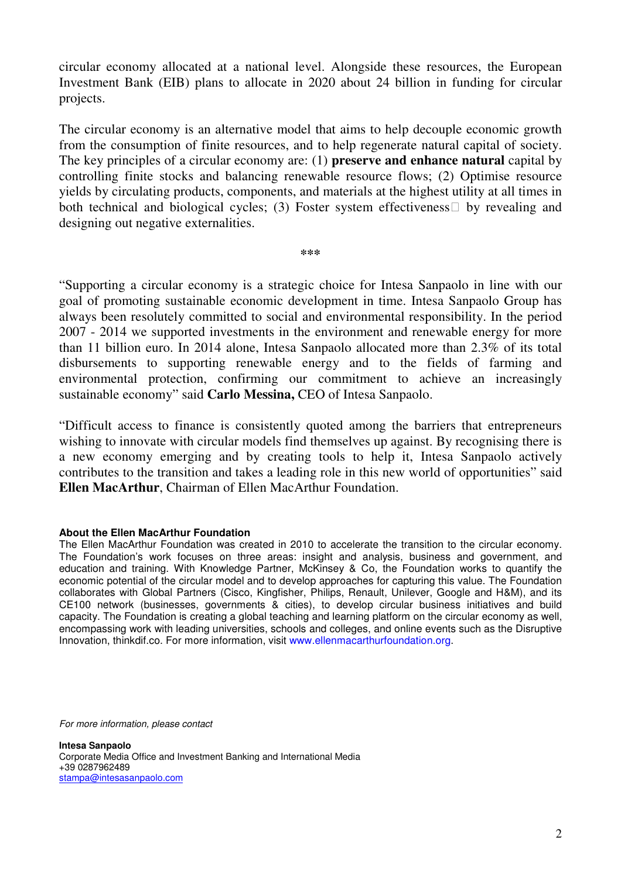circular economy allocated at a national level. Alongside these resources, the European Investment Bank (EIB) plans to allocate in 2020 about 24 billion in funding for circular projects.

The circular economy is an alternative model that aims to help decouple economic growth from the consumption of finite resources, and to help regenerate natural capital of society. The key principles of a circular economy are: (1) **preserve and enhance natural** capital by controlling finite stocks and balancing renewable resource flows; (2) Optimise resource yields by circulating products, components, and materials at the highest utility at all times in both technical and biological cycles; (3) Foster system effectiveness by revealing and designing out negative externalities.

***

"Supporting a circular economy is a strategic choice for Intesa Sanpaolo in line with our goal of promoting sustainable economic development in time. Intesa Sanpaolo Group has always been resolutely committed to social and environmental responsibility. In the period 2007 - 2014 we supported investments in the environment and renewable energy for more than 11 billion euro. In 2014 alone, Intesa Sanpaolo allocated more than 2.3% of its total disbursements to supporting renewable energy and to the fields of farming and environmental protection, confirming our commitment to achieve an increasingly sustainable economy" said **Carlo Messina,** CEO of Intesa Sanpaolo.

"Difficult access to finance is consistently quoted among the barriers that entrepreneurs wishing to innovate with circular models find themselves up against. By recognising there is a new economy emerging and by creating tools to help it, Intesa Sanpaolo actively contributes to the transition and takes a leading role in this new world of opportunities" said **Ellen MacArthur**, Chairman of Ellen MacArthur Foundation.

**About the Ellen MacArthur Foundation**

The Ellen MacArthur Foundation was created in 2010 to accelerate the transition to the circular economy. The Foundation's work focuses on three areas: insight and analysis, business and government, and education and training. With Knowledge Partner, McKinsey & Co, the Foundation works to quantify the economic potential of the circular model and to develop approaches for capturing this value. The Foundation collaborates with Global Partners (Cisco, Kingfisher, Philips, Renault, Unilever, Google and H&M), and its CE100 network (businesses, governments & cities), to develop circular business initiatives and build capacity. The Foundation is creating a global teaching and learning platform on the circular economy as well, encompassing work with leading universities, schools and colleges, and online events such as the Disruptive Innovation, thinkdif.co. For more information, visit www.ellenmacarthurfoundation.org.

*For more information, please contact*

**Intesa Sanpaolo**
Corporate Media Office and Investment Banking and International Media
+39 0287962489
stampa@intesasanpaolo.com